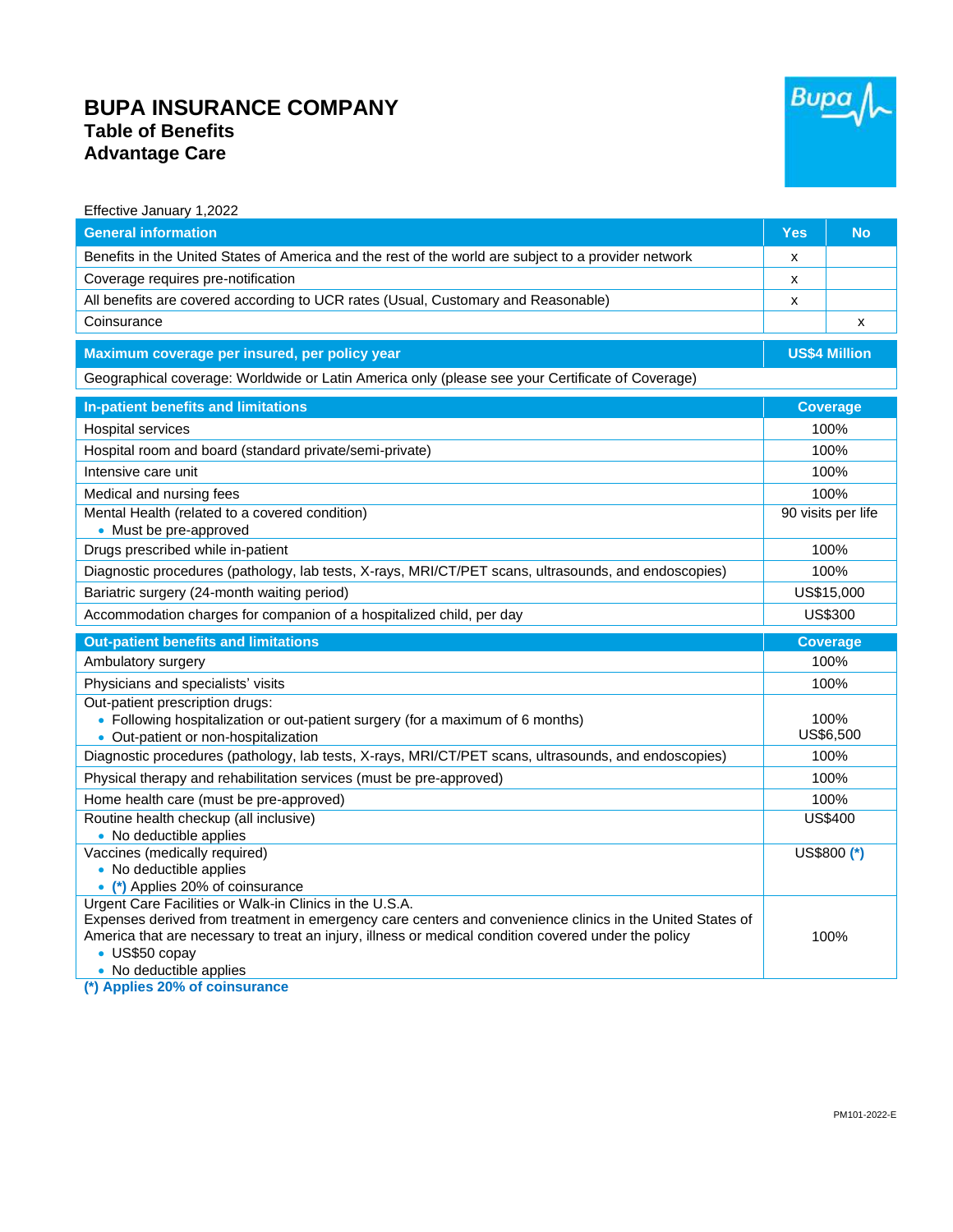# BUPA INSURANCE COMPANY

## Table of Benefits

## Advantage Care

Effective January 1,2022

| General information | Yes | No |
|---|---|---|
| Benefits in the United States of America and the rest of the world are subject to a provider network | x | |
| Coverage requires pre-notification | x | |
| All benefits are covered according to UCR rates (Usual, Customary and Reasonable) | x | |
| Coinsurance | | x |

| Maximum coverage per insured, per policy year | US$4 Million |
|---|---|
| Geographical coverage: Worldwide or Latin America only (please see your Certificate of Coverage) | |

| In-patient benefits and limitations | Coverage |
|---|---|
| Hospital services | 100% |
| Hospital room and board (standard private/semi-private) | 100% |
| Intensive care unit | 100% |
| Medical and nursing fees | 100% |
| Mental Health (related to a covered condition)<br>• Must be pre-approved | 90 visits per life |
| Drugs prescribed while in-patient | 100% |
| Diagnostic procedures (pathology, lab tests, X-rays, MRI/CT/PET scans, ultrasounds, and endoscopies) | 100% |
| Bariatric surgery (24-month waiting period) | US$15,000 |
| Accommodation charges for companion of a hospitalized child, per day | US$300 |

| Out-patient benefits and limitations | Coverage |
|---|---|
| Ambulatory surgery | 100% |
| Physicians and specialists' visits | 100% |
| Out-patient prescription drugs:<br>• Following hospitalization or out-patient surgery (for a maximum of 6 months)<br>• Out-patient or non-hospitalization | 100%<br>US$6,500 |
| Diagnostic procedures (pathology, lab tests, X-rays, MRI/CT/PET scans, ultrasounds, and endoscopies) | 100% |
| Physical therapy and rehabilitation services (must be pre-approved) | 100% |
| Home health care (must be pre-approved) | 100% |
| Routine health checkup (all inclusive)<br>• No deductible applies | US$400 |
| Vaccines (medically required)<br>• No deductible applies<br>• (*) Applies 20% of coinsurance | US$800 (*) |
| Urgent Care Facilities or Walk-in Clinics in the U.S.A.<br>Expenses derived from treatment in emergency care centers and convenience clinics in the United States of America that are necessary to treat an injury, illness or medical condition covered under the policy<br>• US$50 copay<br>• No deductible applies | 100% |

**(*) Applies 20% of coinsurance**

PM101-2022-E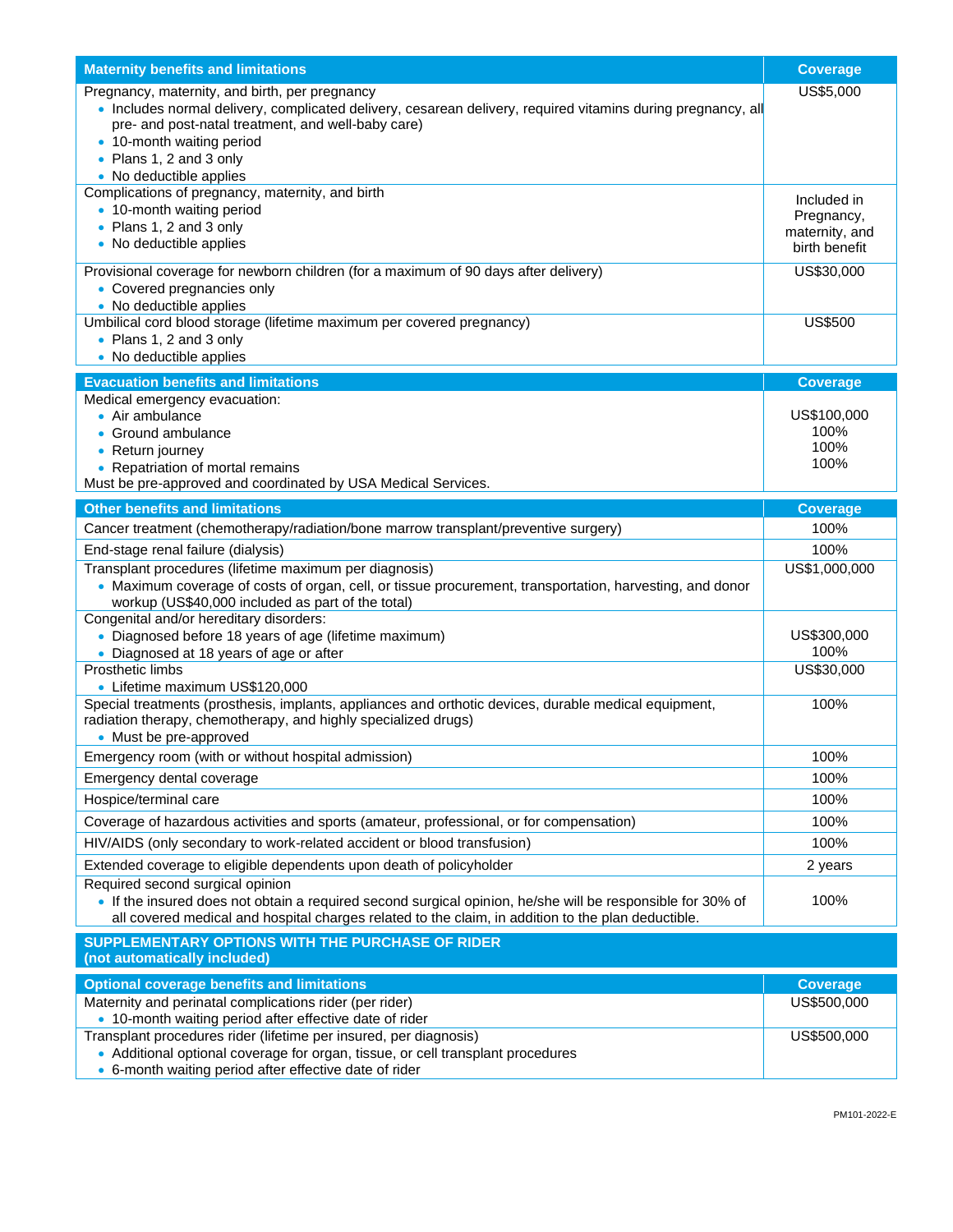| Maternity benefits and limitations | Coverage |
|---|---|
| Pregnancy, maternity, and birth, per pregnancy<br>• Includes normal delivery, complicated delivery, cesarean delivery, required vitamins during pregnancy, all pre- and post-natal treatment, and well-baby care)<br>• 10-month waiting period<br>• Plans 1, 2 and 3 only<br>• No deductible applies | US$5,000 |
| Complications of pregnancy, maternity, and birth<br>• 10-month waiting period<br>• Plans 1, 2 and 3 only<br>• No deductible applies | Included in Pregnancy, maternity, and birth benefit |
| Provisional coverage for newborn children (for a maximum of 90 days after delivery)<br>• Covered pregnancies only<br>• No deductible applies | US$30,000 |
| Umbilical cord blood storage (lifetime maximum per covered pregnancy)<br>• Plans 1, 2 and 3 only<br>• No deductible applies | US$500 |

| Evacuation benefits and limitations | Coverage |
|---|---|
| Medical emergency evacuation:<br>• Air ambulance<br>• Ground ambulance<br>• Return journey<br>• Repatriation of mortal remains<br>Must be pre-approved and coordinated by USA Medical Services. | US$100,000<br>100%<br>100%<br>100% |

| Other benefits and limitations | Coverage |
|---|---|
| Cancer treatment (chemotherapy/radiation/bone marrow transplant/preventive surgery) | 100% |
| End-stage renal failure (dialysis) | 100% |
| Transplant procedures (lifetime maximum per diagnosis)<br>• Maximum coverage of costs of organ, cell, or tissue procurement, transportation, harvesting, and donor workup (US$40,000 included as part of the total) | US$1,000,000 |
| Congenital and/or hereditary disorders:<br>• Diagnosed before 18 years of age (lifetime maximum)<br>• Diagnosed at 18 years of age or after | US$300,000<br>100% |
| Prosthetic limbs<br>• Lifetime maximum US$120,000 | US$30,000 |
| Special treatments (prosthesis, implants, appliances and orthotic devices, durable medical equipment, radiation therapy, chemotherapy, and highly specialized drugs)<br>• Must be pre-approved | 100% |
| Emergency room (with or without hospital admission) | 100% |
| Emergency dental coverage | 100% |
| Hospice/terminal care | 100% |
| Coverage of hazardous activities and sports (amateur, professional, or for compensation) | 100% |
| HIV/AIDS (only secondary to work-related accident or blood transfusion) | 100% |
| Extended coverage to eligible dependents upon death of policyholder | 2 years |
| Required second surgical opinion<br>• If the insured does not obtain a required second surgical opinion, he/she will be responsible for 30% of all covered medical and hospital charges related to the claim, in addition to the plan deductible. | 100% |

**SUPPLEMENTARY OPTIONS WITH THE PURCHASE OF RIDER (not automatically included)**

| Optional coverage benefits and limitations | Coverage |
|---|---|
| Maternity and perinatal complications rider (per rider)<br>• 10-month waiting period after effective date of rider | US$500,000 |
| Transplant procedures rider (lifetime per insured, per diagnosis)<br>• Additional optional coverage for organ, tissue, or cell transplant procedures<br>• 6-month waiting period after effective date of rider | US$500,000 |

PM101-2022-E